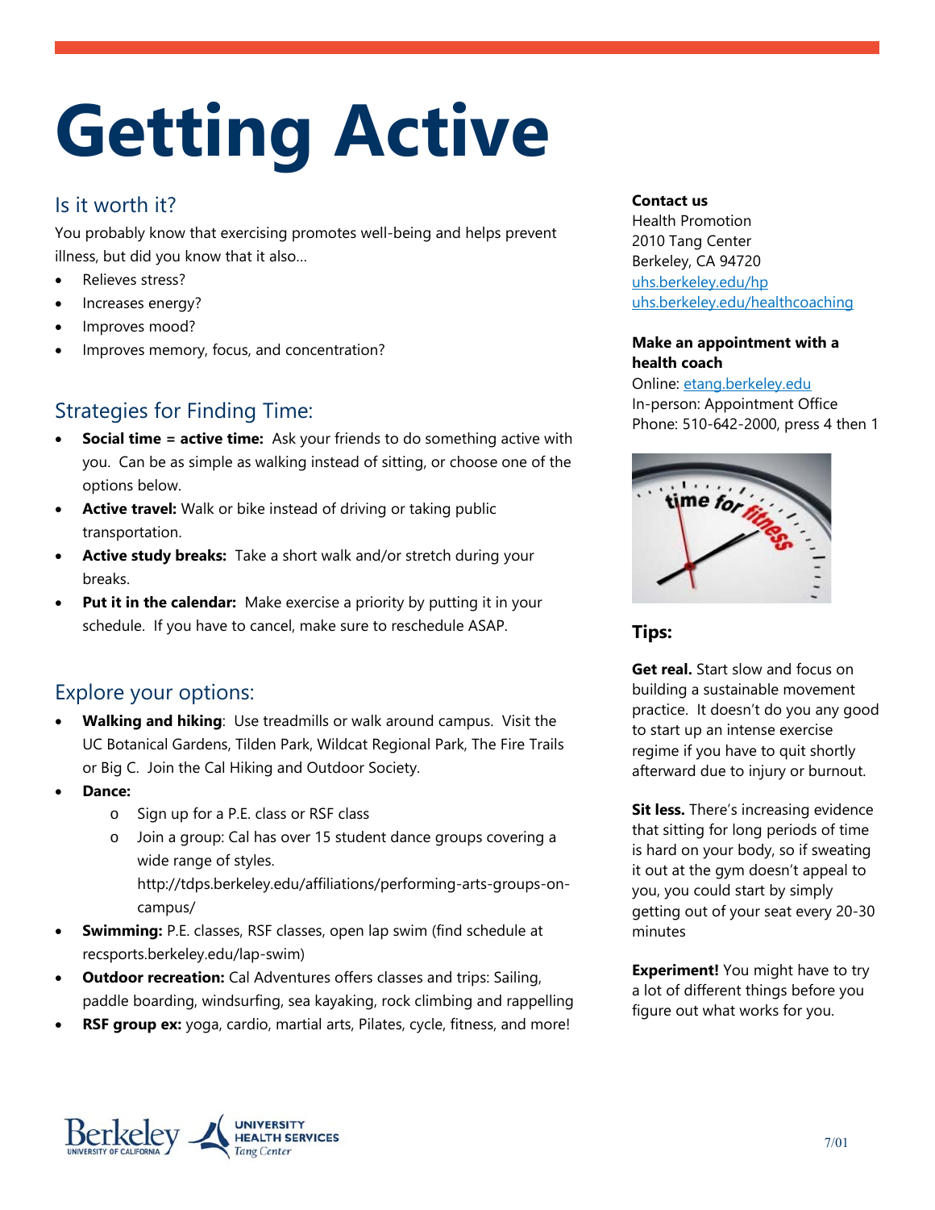# Getting Active

## Is it worth it?

You probably know that exercising promotes well-being and helps prevent illness, but did you know that it also…

- Relieves stress?
- Increases energy?
- Improves mood?
- Improves memory, focus, and concentration?

## Strategies for Finding Time:

- **Social time = active time:** Ask your friends to do something active with you. Can be as simple as walking instead of sitting, or choose one of the options below.
- **Active travel:** Walk or bike instead of driving or taking public transportation.
- **Active study breaks:** Take a short walk and/or stretch during your breaks.
- **Put it in the calendar:** Make exercise a priority by putting it in your schedule. If you have to cancel, make sure to reschedule ASAP.

## Explore your options:

- **Walking and hiking**: Use treadmills or walk around campus. Visit the UC Botanical Gardens, Tilden Park, Wildcat Regional Park, The Fire Trails or Big C. Join the Cal Hiking and Outdoor Society.
- **Dance:**
  - Sign up for a P.E. class or RSF class
  - Join a group: Cal has over 15 student dance groups covering a wide range of styles. http://tdps.berkeley.edu/affiliations/performing-arts-groups-on-campus/
- **Swimming:** P.E. classes, RSF classes, open lap swim (find schedule at recsports.berkeley.edu/lap-swim)
- **Outdoor recreation:** Cal Adventures offers classes and trips: Sailing, paddle boarding, windsurfing, sea kayaking, rock climbing and rappelling
- **RSF group ex:** yoga, cardio, martial arts, Pilates, cycle, fitness, and more!

**Contact us**
Health Promotion
2010 Tang Center
Berkeley, CA 94720
uhs.berkeley.edu/hp
uhs.berkeley.edu/healthcoaching

**Make an appointment with a health coach**
Online: etang.berkeley.edu
In-person: Appointment Office
Phone: 510-642-2000, press 4 then 1

### Tips:

**Get real.** Start slow and focus on building a sustainable movement practice. It doesn't do you any good to start up an intense exercise regime if you have to quit shortly afterward due to injury or burnout.

**Sit less.** There's increasing evidence that sitting for long periods of time is hard on your body, so if sweating it out at the gym doesn't appeal to you, you could start by simply getting out of your seat every 20-30 minutes

**Experiment!** You might have to try a lot of different things before you figure out what works for you.

Berkeley UNIVERSITY OF CALIFORNIA | UNIVERSITY HEALTH SERVICES Tang Center

7/01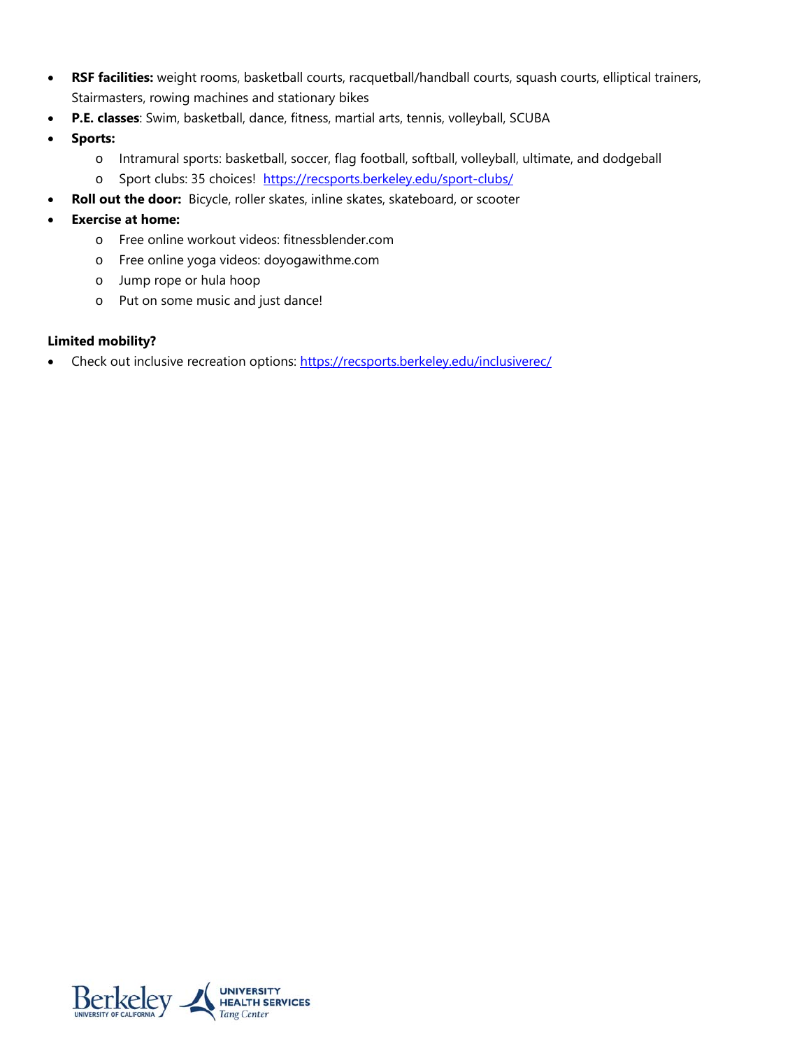- **RSF facilities:** weight rooms, basketball courts, racquetball/handball courts, squash courts, elliptical trainers, Stairmasters, rowing machines and stationary bikes
- **P.E. classes**: Swim, basketball, dance, fitness, martial arts, tennis, volleyball, SCUBA
- **Sports:**
    - Intramural sports: basketball, soccer, flag football, softball, volleyball, ultimate, and dodgeball
    - Sport clubs: 35 choices! [https://recsports.berkeley.edu/sport-clubs/](https://recsports.berkeley.edu/sport-clubs/)
- **Roll out the door:** Bicycle, roller skates, inline skates, skateboard, or scooter
- **Exercise at home:**
    - Free online workout videos: fitnessblender.com
    - Free online yoga videos: doyogawithme.com
    - Jump rope or hula hoop
    - Put on some music and just dance!

**Limited mobility?**

- Check out inclusive recreation options: [https://recsports.berkeley.edu/inclusiverec/](https://recsports.berkeley.edu/inclusiverec/)